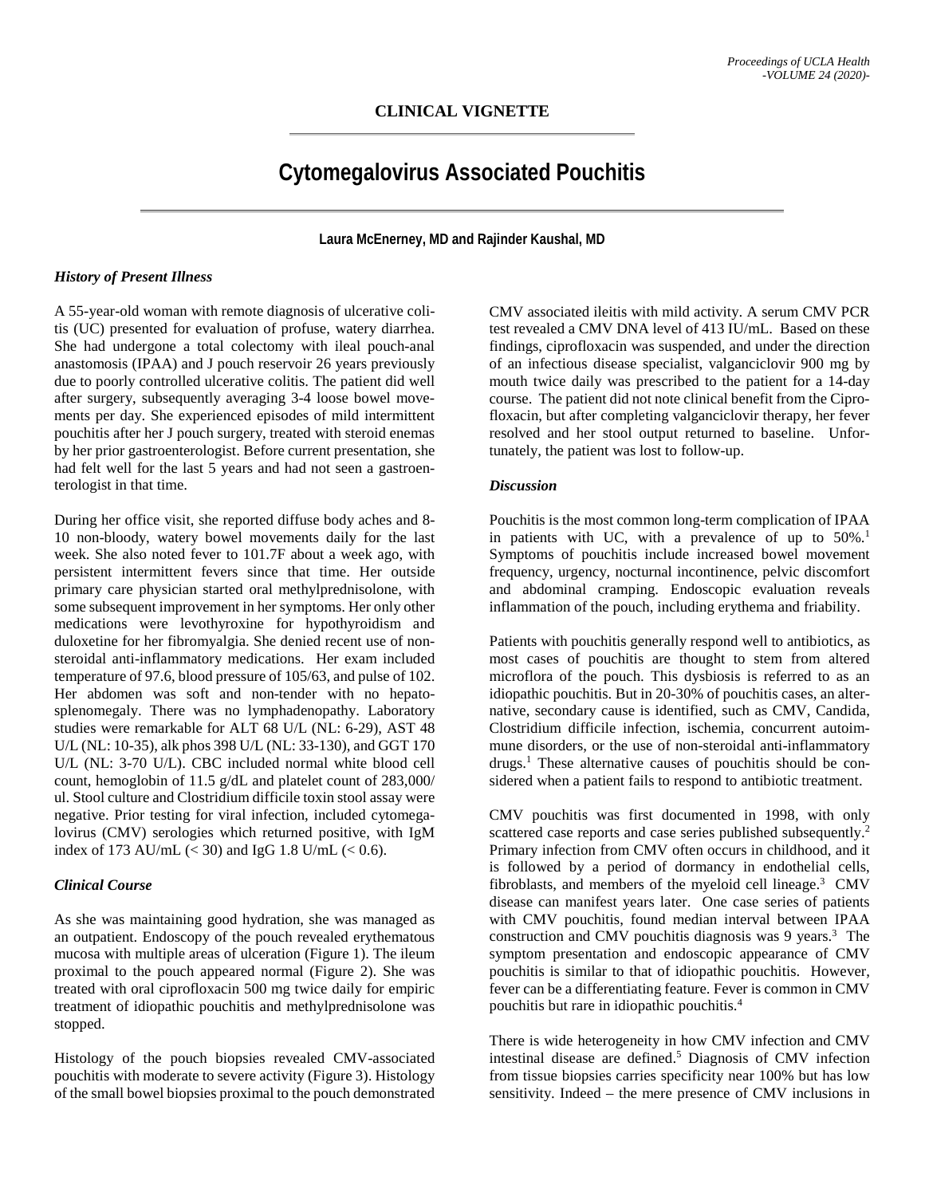## CLINICAL VIGNETTE

# Cytomegalovirus Associated Pouchitis

**Laura McEnerney, MD and Rajinder Kaushal, MD**

### *History of Present Illness*

A 55-year-old woman with remote diagnosis of ulcerative colitis (UC) presented for evaluation of profuse, watery diarrhea. She had undergone a total colectomy with ileal pouch-anal anastomosis (IPAA) and J pouch reservoir 26 years previously due to poorly controlled ulcerative colitis. The patient did well after surgery, subsequently averaging 3-4 loose bowel movements per day. She experienced episodes of mild intermittent pouchitis after her J pouch surgery, treated with steroid enemas by her prior gastroenterologist. Before current presentation, she had felt well for the last 5 years and had not seen a gastroenterologist in that time.

During her office visit, she reported diffuse body aches and 8-10 non-bloody, watery bowel movements daily for the last week. She also noted fever to 101.7F about a week ago, with persistent intermittent fevers since that time. Her outside primary care physician started oral methylprednisolone, with some subsequent improvement in her symptoms. Her only other medications were levothyroxine for hypothyroidism and duloxetine for her fibromyalgia. She denied recent use of non-steroidal anti-inflammatory medications. Her exam included temperature of 97.6, blood pressure of 105/63, and pulse of 102. Her abdomen was soft and non-tender with no hepatosplenomegaly. There was no lymphadenopathy. Laboratory studies were remarkable for ALT 68 U/L (NL: 6-29), AST 48 U/L (NL: 10-35), alk phos 398 U/L (NL: 33-130), and GGT 170 U/L (NL: 3-70 U/L). CBC included normal white blood cell count, hemoglobin of 11.5 g/dL and platelet count of 283,000/ul. Stool culture and Clostridium difficile toxin stool assay were negative. Prior testing for viral infection, included cytomegalovirus (CMV) serologies which returned positive, with IgM index of 173 AU/mL (< 30) and IgG 1.8 U/mL (< 0.6).

### *Clinical Course*

As she was maintaining good hydration, she was managed as an outpatient. Endoscopy of the pouch revealed erythematous mucosa with multiple areas of ulceration (Figure 1). The ileum proximal to the pouch appeared normal (Figure 2). She was treated with oral ciprofloxacin 500 mg twice daily for empiric treatment of idiopathic pouchitis and methylprednisolone was stopped.

Histology of the pouch biopsies revealed CMV-associated pouchitis with moderate to severe activity (Figure 3). Histology of the small bowel biopsies proximal to the pouch demonstrated CMV associated ileitis with mild activity. A serum CMV PCR test revealed a CMV DNA level of 413 IU/mL. Based on these findings, ciprofloxacin was suspended, and under the direction of an infectious disease specialist, valganciclovir 900 mg by mouth twice daily was prescribed to the patient for a 14-day course. The patient did not note clinical benefit from the Ciprofloxacin, but after completing valganciclovir therapy, her fever resolved and her stool output returned to baseline. Unfortunately, the patient was lost to follow-up.

### *Discussion*

Pouchitis is the most common long-term complication of IPAA in patients with UC, with a prevalence of up to 50%.[1] Symptoms of pouchitis include increased bowel movement frequency, urgency, nocturnal incontinence, pelvic discomfort and abdominal cramping. Endoscopic evaluation reveals inflammation of the pouch, including erythema and friability.

Patients with pouchitis generally respond well to antibiotics, as most cases of pouchitis are thought to stem from altered microflora of the pouch. This dysbiosis is referred to as an idiopathic pouchitis. But in 20-30% of pouchitis cases, an alternative, secondary cause is identified, such as CMV, Candida, Clostridium difficile infection, ischemia, concurrent autoimmune disorders, or the use of non-steroidal anti-inflammatory drugs.[1] These alternative causes of pouchitis should be considered when a patient fails to respond to antibiotic treatment.

CMV pouchitis was first documented in 1998, with only scattered case reports and case series published subsequently.[2] Primary infection from CMV often occurs in childhood, and it is followed by a period of dormancy in endothelial cells, fibroblasts, and members of the myeloid cell lineage.[3] CMV disease can manifest years later. One case series of patients with CMV pouchitis, found median interval between IPAA construction and CMV pouchitis diagnosis was 9 years.[3] The symptom presentation and endoscopic appearance of CMV pouchitis is similar to that of idiopathic pouchitis. However, fever can be a differentiating feature. Fever is common in CMV pouchitis but rare in idiopathic pouchitis.[4]

There is wide heterogeneity in how CMV infection and CMV intestinal disease are defined.[5] Diagnosis of CMV infection from tissue biopsies carries specificity near 100% but has low sensitivity. Indeed – the mere presence of CMV inclusions in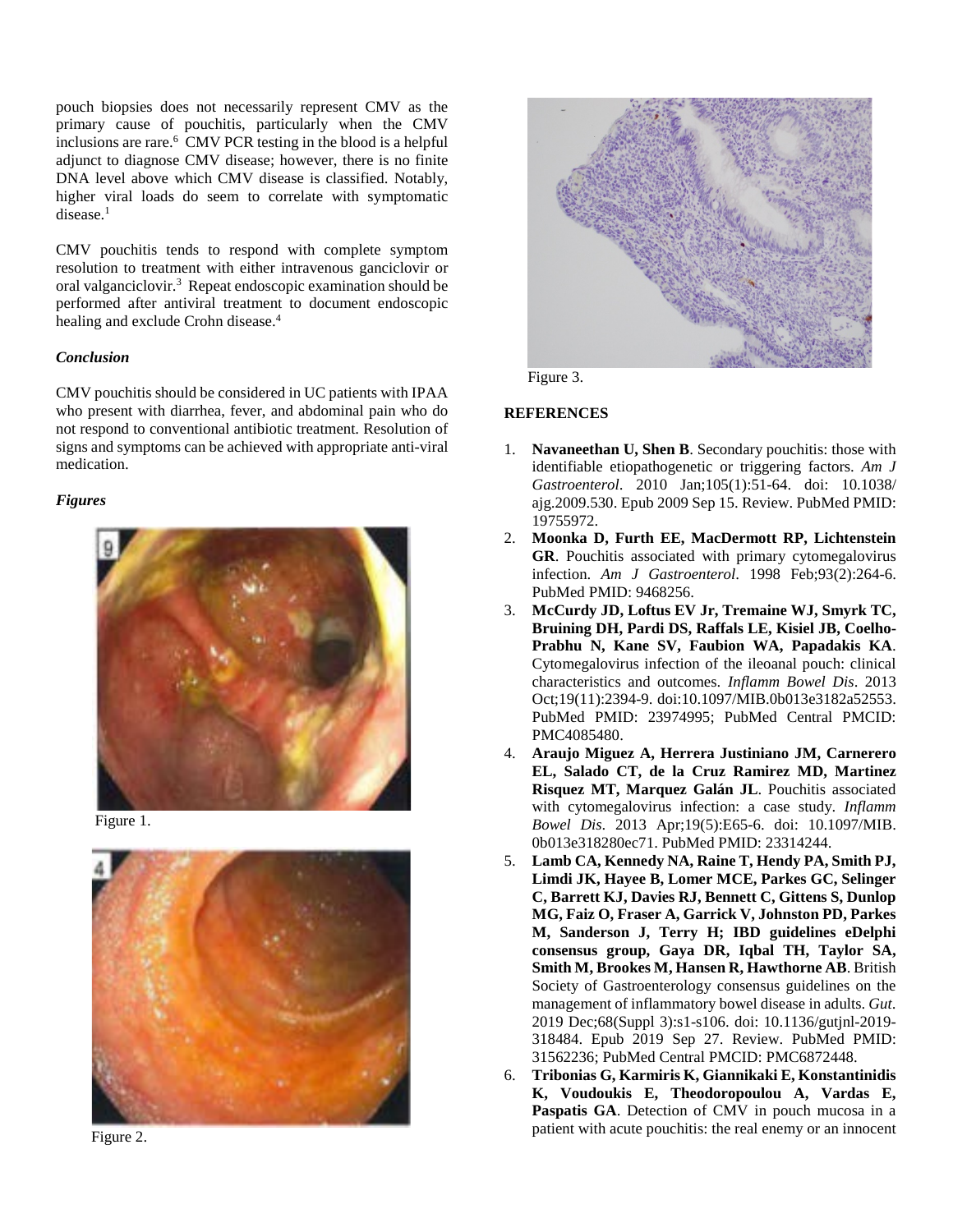pouch biopsies does not necessarily represent CMV as the primary cause of pouchitis, particularly when the CMV inclusions are rare.[6] CMV PCR testing in the blood is a helpful adjunct to diagnose CMV disease; however, there is no finite DNA level above which CMV disease is classified. Notably, higher viral loads do seem to correlate with symptomatic disease.[1]

CMV pouchitis tends to respond with complete symptom resolution to treatment with either intravenous ganciclovir or oral valganciclovir.[3] Repeat endoscopic examination should be performed after antiviral treatment to document endoscopic healing and exclude Crohn disease.[4]

### *Conclusion*

CMV pouchitis should be considered in UC patients with IPAA who present with diarrhea, fever, and abdominal pain who do not respond to conventional antibiotic treatment. Resolution of signs and symptoms can be achieved with appropriate anti-viral medication.

### *Figures*

Figure 1.

Figure 2.

Figure 3.

## REFERENCES

1. **Navaneethan U, Shen B**. Secondary pouchitis: those with identifiable etiopathogenetic or triggering factors. *Am J Gastroenterol*. 2010 Jan;105(1):51-64. doi: 10.1038/ajg.2009.530. Epub 2009 Sep 15. Review. PubMed PMID: 19755972.
2. **Moonka D, Furth EE, MacDermott RP, Lichtenstein GR**. Pouchitis associated with primary cytomegalovirus infection. *Am J Gastroenterol*. 1998 Feb;93(2):264-6. PubMed PMID: 9468256.
3. **McCurdy JD, Loftus EV Jr, Tremaine WJ, Smyrk TC, Bruining DH, Pardi DS, Raffals LE, Kisiel JB, Coelho-Prabhu N, Kane SV, Faubion WA, Papadakis KA**. Cytomegalovirus infection of the ileoanal pouch: clinical characteristics and outcomes. *Inflamm Bowel Dis*. 2013 Oct;19(11):2394-9. doi:10.1097/MIB.0b013e3182a52553. PubMed PMID: 23974995; PubMed Central PMCID: PMC4085480.
4. **Araujo Miguez A, Herrera Justiniano JM, Carnerero EL, Salado CT, de la Cruz Ramirez MD, Martinez Risquez MT, Marquez Galán JL**. Pouchitis associated with cytomegalovirus infection: a case study. *Inflamm Bowel Dis*. 2013 Apr;19(5):E65-6. doi: 10.1097/MIB.0b013e318280ec71. PubMed PMID: 23314244.
5. **Lamb CA, Kennedy NA, Raine T, Hendy PA, Smith PJ, Limdi JK, Hayee B, Lomer MCE, Parkes GC, Selinger C, Barrett KJ, Davies RJ, Bennett C, Gittens S, Dunlop MG, Faiz O, Fraser A, Garrick V, Johnston PD, Parkes M, Sanderson J, Terry H; IBD guidelines eDelphi consensus group, Gaya DR, Iqbal TH, Taylor SA, Smith M, Brookes M, Hansen R, Hawthorne AB**. British Society of Gastroenterology consensus guidelines on the management of inflammatory bowel disease in adults. *Gut*. 2019 Dec;68(Suppl 3):s1-s106. doi: 10.1136/gutjnl-2019-318484. Epub 2019 Sep 27. Review. PubMed PMID: 31562236; PubMed Central PMCID: PMC6872448.
6. **Tribonias G, Karmiris K, Giannikaki E, Konstantinidis K, Voudoukis E, Theodoropoulou A, Vardas E, Paspatis GA**. Detection of CMV in pouch mucosa in a patient with acute pouchitis: the real enemy or an innocent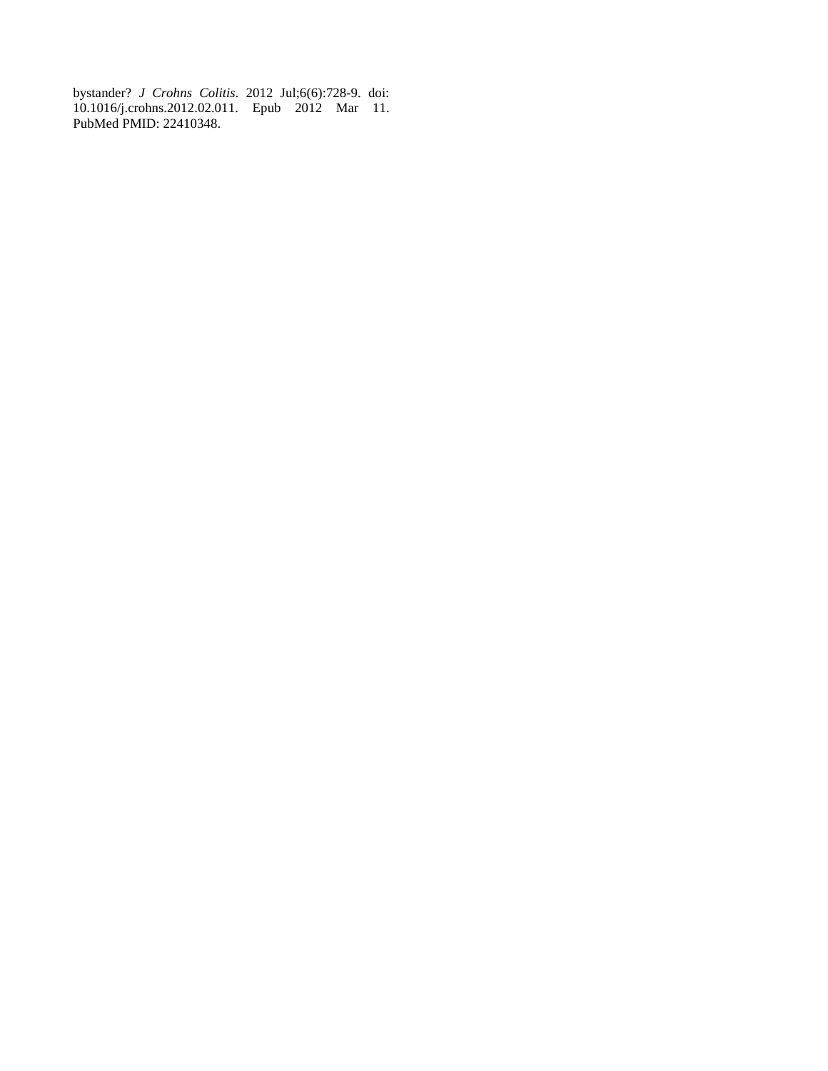bystander? *J Crohns Colitis*. 2012 Jul;6(6):728-9. doi: 10.1016/j.crohns.2012.02.011. Epub 2012 Mar 11. PubMed PMID: 22410348.